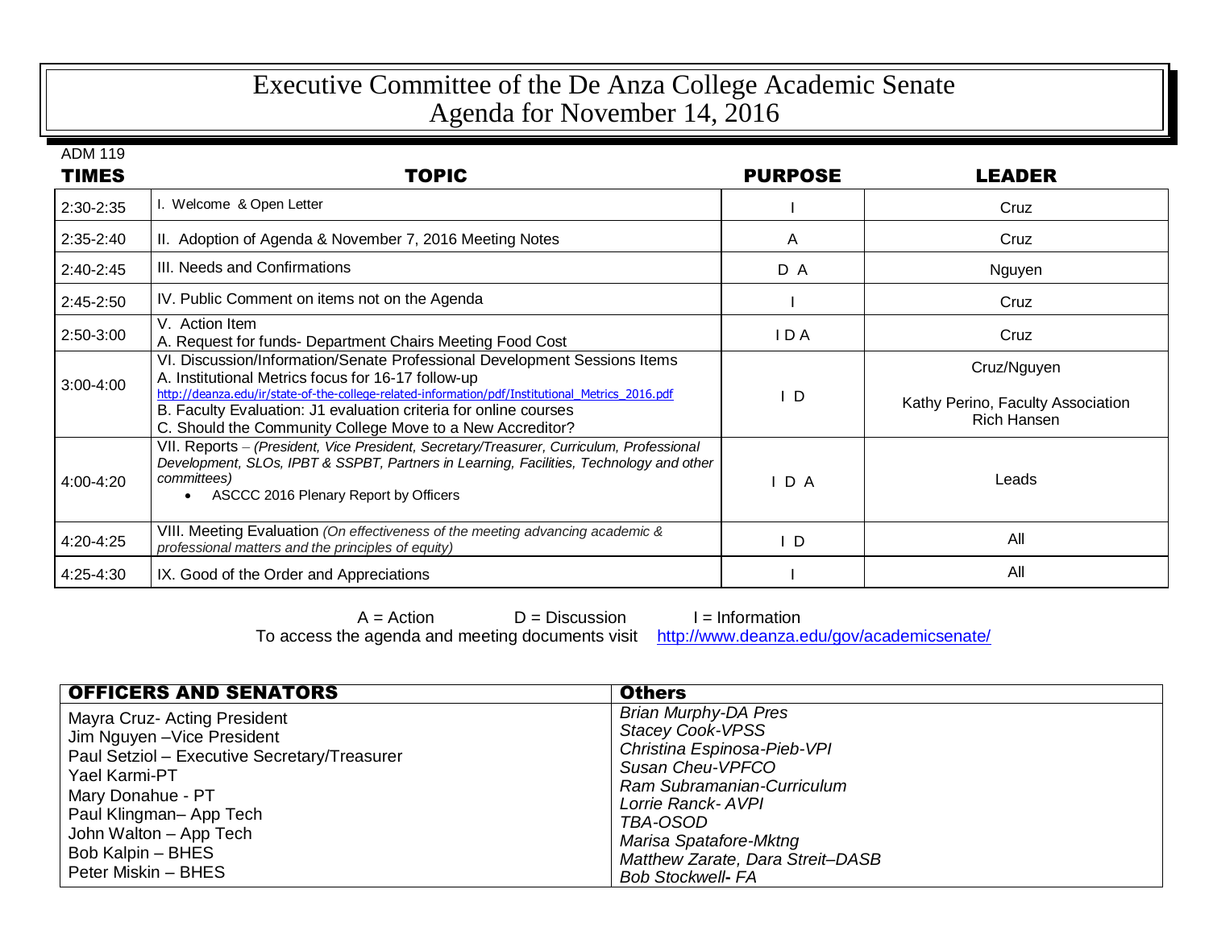# Executive Committee of the De Anza College Academic Senate
# Agenda for November 14, 2016

ADM 119

| TIMES | TOPIC | PURPOSE | LEADER |
|---|---|---|---|
| 2:30-2:35 | I. Welcome & Open Letter | I | Cruz |
| 2:35-2:40 | II. Adoption of Agenda & November 7, 2016 Meeting Notes | A | Cruz |
| 2:40-2:45 | III. Needs and Confirmations | D A | Nguyen |
| 2:45-2:50 | IV. Public Comment on items not on the Agenda | I | Cruz |
| 2:50-3:00 | V. Action Item<br>A. Request for funds- Department Chairs Meeting Food Cost | I D A | Cruz |
| 3:00-4:00 | VI. Discussion/Information/Senate Professional Development Sessions Items<br>A. Institutional Metrics focus for 16-17 follow-up<br>http://deanza.edu/ir/state-of-the-college-related-information/pdf/Institutional_Metrics_2016.pdf<br>B. Faculty Evaluation: J1 evaluation criteria for online courses<br>C. Should the Community College Move to a New Accreditor? | I D | Cruz/Nguyen<br><br>Kathy Perino, Faculty Association<br>Rich Hansen |
| 4:00-4:20 | VII. Reports – *(President, Vice President, Secretary/Treasurer, Curriculum, Professional Development, SLOs, IPBT & SSPBT, Partners in Learning, Facilities, Technology and other committees)*<br>• ASCCC 2016 Plenary Report by Officers | I D A | Leads |
| 4:20-4:25 | VIII. Meeting Evaluation *(On effectiveness of the meeting advancing academic & professional matters and the principles of equity)* | I D | All |
| 4:25-4:30 | IX. Good of the Order and Appreciations | I | All |

A = Action D = Discussion I = Information

To access the agenda and meeting documents visit http://www.deanza.edu/gov/academicsenate/

| OFFICERS AND SENATORS | Others |
|---|---|
| Mayra Cruz- Acting President<br>Jim Nguyen –Vice President<br>Paul Setziol – Executive Secretary/Treasurer<br>Yael Karmi-PT<br>Mary Donahue - PT<br>Paul Klingman– App Tech<br>John Walton – App Tech<br>Bob Kalpin – BHES<br>Peter Miskin – BHES | *Brian Murphy-DA Pres*<br>*Stacey Cook-VPSS*<br>*Christina Espinosa-Pieb-VPI*<br>*Susan Cheu-VPFCO*<br>*Ram Subramanian-Curriculum*<br>*Lorrie Ranck- AVPI*<br>*TBA-OSOD*<br>*Marisa Spatafore-Mktng*<br>*Matthew Zarate, Dara Streit–DASB*<br>*Bob Stockwell- FA* |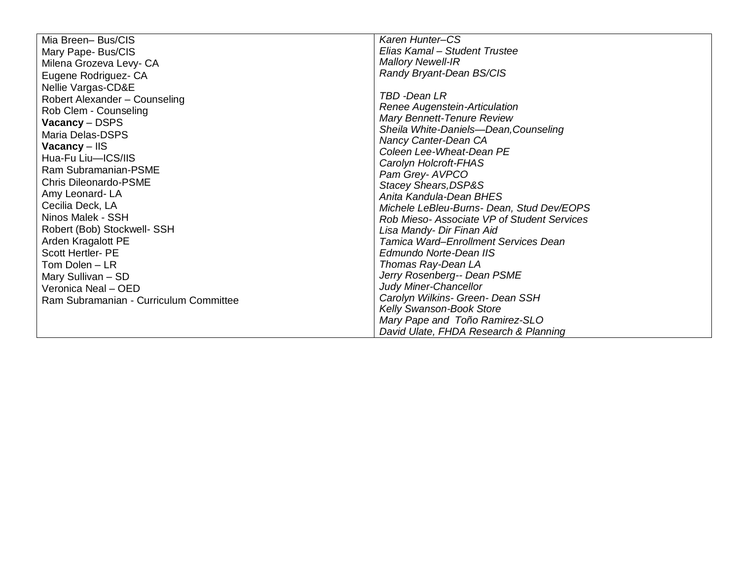| | |
|---|---|
| Mia Breen– Bus/CIS<br>Mary Pape- Bus/CIS<br>Milena Grozeva Levy- CA<br>Eugene Rodriguez- CA<br>Nellie Vargas-CD&E<br>Robert Alexander – Counseling<br>Rob Clem - Counseling<br>**Vacancy** – DSPS<br>Maria Delas-DSPS<br>**Vacancy** – IIS<br>Hua-Fu Liu—ICS/IIS<br>Ram Subramanian-PSME<br>Chris Dileonardo-PSME<br>Amy Leonard- LA<br>Cecilia Deck, LA<br>Ninos Malek - SSH<br>Robert (Bob) Stockwell- SSH<br>Arden Kragalott PE<br>Scott Hertler- PE<br>Tom Dolen – LR<br>Mary Sullivan – SD<br>Veronica Neal – OED<br>Ram Subramanian - Curriculum Committee | *Karen Hunter–CS*<br>*Elias Kamal – Student Trustee*<br>*Mallory Newell-IR*<br>*Randy Bryant-Dean BS/CIS*<br><br>*TBD -Dean LR*<br>*Renee Augenstein-Articulation*<br>*Mary Bennett-Tenure Review*<br>*Sheila White-Daniels—Dean,Counseling*<br>*Nancy Canter-Dean CA*<br>*Coleen Lee-Wheat-Dean PE*<br>*Carolyn Holcroft-FHAS*<br>*Pam Grey- AVPCO*<br>*Stacey Shears,DSP&S*<br>*Anita Kandula-Dean BHES*<br>*Michele LeBleu-Burns- Dean, Stud Dev/EOPS*<br>*Rob Mieso- Associate VP of Student Services*<br>*Lisa Mandy- Dir Finan Aid*<br>*Tamica Ward–Enrollment Services Dean*<br>*Edmundo Norte-Dean IIS*<br>*Thomas Ray-Dean LA*<br>*Jerry Rosenberg-- Dean PSME*<br>*Judy Miner-Chancellor*<br>*Carolyn Wilkins- Green- Dean SSH*<br>*Kelly Swanson-Book Store*<br>*Mary Pape and Toño Ramirez-SLO*<br>*David Ulate, FHDA Research & Planning* |